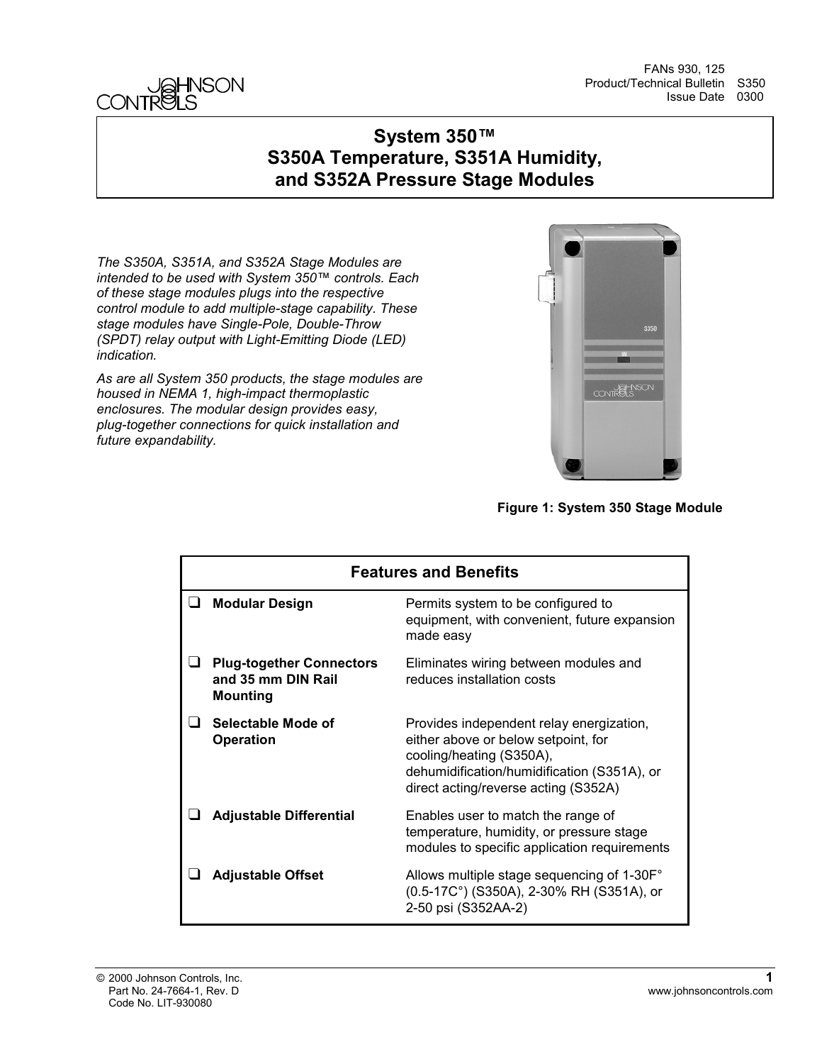FANs 930, 125
Product/Technical Bulletin S350
Issue Date 0300

# System 350™ S350A Temperature, S351A Humidity, and S352A Pressure Stage Modules

*The S350A, S351A, and S352A Stage Modules are intended to be used with System 350™ controls. Each of these stage modules plugs into the respective control module to add multiple-stage capability. These stage modules have Single-Pole, Double-Throw (SPDT) relay output with Light-Emitting Diode (LED) indication.*

*As are all System 350 products, the stage modules are housed in NEMA 1, high-impact thermoplastic enclosures. The modular design provides easy, plug-together connections for quick installation and future expandability.*

**Figure 1: System 350 Stage Module**

| Features and Benefits | |
|---|---|
| ❑ **Modular Design** | Permits system to be configured to equipment, with convenient, future expansion made easy |
| ❑ **Plug-together Connectors and 35 mm DIN Rail Mounting** | Eliminates wiring between modules and reduces installation costs |
| ❑ **Selectable Mode of Operation** | Provides independent relay energization, either above or below setpoint, for cooling/heating (S350A), dehumidification/humidification (S351A), or direct acting/reverse acting (S352A) |
| ❑ **Adjustable Differential** | Enables user to match the range of temperature, humidity, or pressure stage modules to specific application requirements |
| ❑ **Adjustable Offset** | Allows multiple stage sequencing of 1-30F° (0.5-17C°) (S350A), 2-30% RH (S351A), or 2-50 psi (S352AA-2) |

© 2000 Johnson Controls, Inc.
Part No. 24-7664-1, Rev. D
Code No. LIT-930080

www.johnsoncontrols.com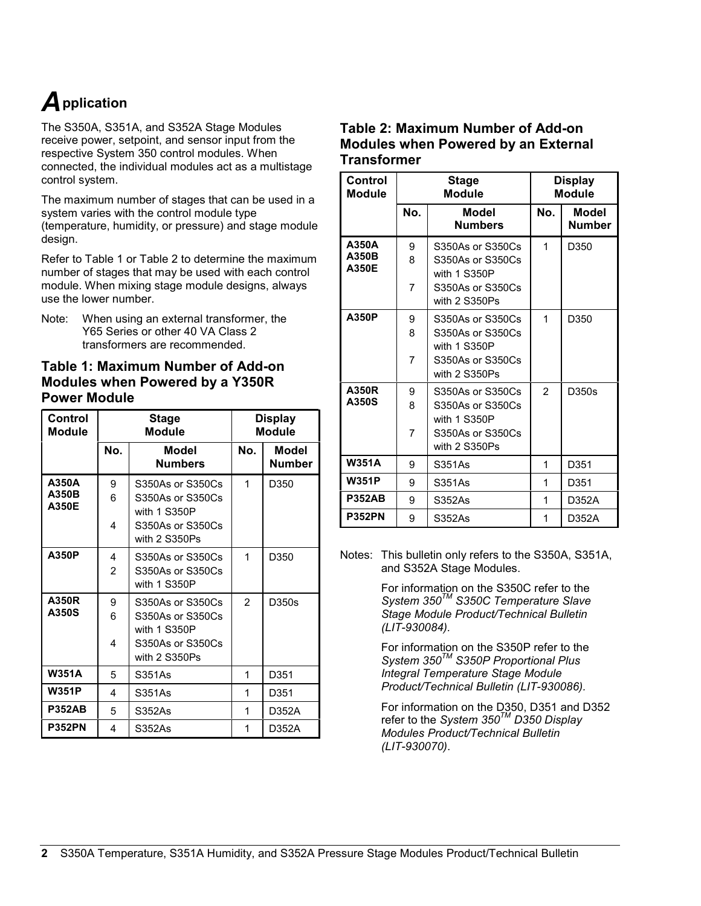# Application

The S350A, S351A, and S352A Stage Modules receive power, setpoint, and sensor input from the respective System 350 control modules. When connected, the individual modules act as a multistage control system.

The maximum number of stages that can be used in a system varies with the control module type (temperature, humidity, or pressure) and stage module design.

Refer to Table 1 or Table 2 to determine the maximum number of stages that may be used with each control module. When mixing stage module designs, always use the lower number.

Note: When using an external transformer, the Y65 Series or other 40 VA Class 2 transformers are recommended.

### Table 1: Maximum Number of Add-on Modules when Powered by a Y350R Power Module

| Control Module | Stage Module | | Display Module | |
|---|---|---|---|---|
| | No. | Model Numbers | No. | Model Number |
| A350A<br>A350B<br>A350E | 9<br>6<br><br>4 | S350As or S350Cs<br>S350As or S350Cs with 1 S350P<br>S350As or S350Cs with 2 S350Ps | 1 | D350 |
| A350P | 4<br>2 | S350As or S350Cs<br>S350As or S350Cs with 1 S350P | 1 | D350 |
| A350R<br>A350S | 9<br>6<br><br>4 | S350As or S350Cs<br>S350As or S350Cs with 1 S350P<br>S350As or S350Cs with 2 S350Ps | 2 | D350s |
| W351A | 5 | S351As | 1 | D351 |
| W351P | 4 | S351As | 1 | D351 |
| P352AB | 5 | S352As | 1 | D352A |
| P352PN | 4 | S352As | 1 | D352A |

### Table 2: Maximum Number of Add-on Modules when Powered by an External Transformer

| Control Module | Stage Module | | Display Module | |
|---|---|---|---|---|
| | No. | Model Numbers | No. | Model Number |
| A350A<br>A350B<br>A350E | 9<br>8<br><br>7 | S350As or S350Cs<br>S350As or S350Cs with 1 S350P<br>S350As or S350Cs with 2 S350Ps | 1 | D350 |
| A350P | 9<br>8<br><br>7 | S350As or S350Cs<br>S350As or S350Cs with 1 S350P<br>S350As or S350Cs with 2 S350Ps | 1 | D350 |
| A350R<br>A350S | 9<br>8<br><br>7 | S350As or S350Cs<br>S350As or S350Cs with 1 S350P<br>S350As or S350Cs with 2 S350Ps | 2 | D350s |
| W351A | 9 | S351As | 1 | D351 |
| W351P | 9 | S351As | 1 | D351 |
| P352AB | 9 | S352As | 1 | D352A |
| P352PN | 9 | S352As | 1 | D352A |

Notes: This bulletin only refers to the S350A, S351A, and S352A Stage Modules.

For information on the S350C refer to the *System 350™ S350C Temperature Slave Stage Module Product/Technical Bulletin (LIT-930084).*

For information on the S350P refer to the *System 350™ S350P Proportional Plus Integral Temperature Stage Module Product/Technical Bulletin (LIT-930086).*

For information on the D350, D351 and D352 refer to the *System 350™ D350 Display Modules Product/Technical Bulletin (LIT-930070).*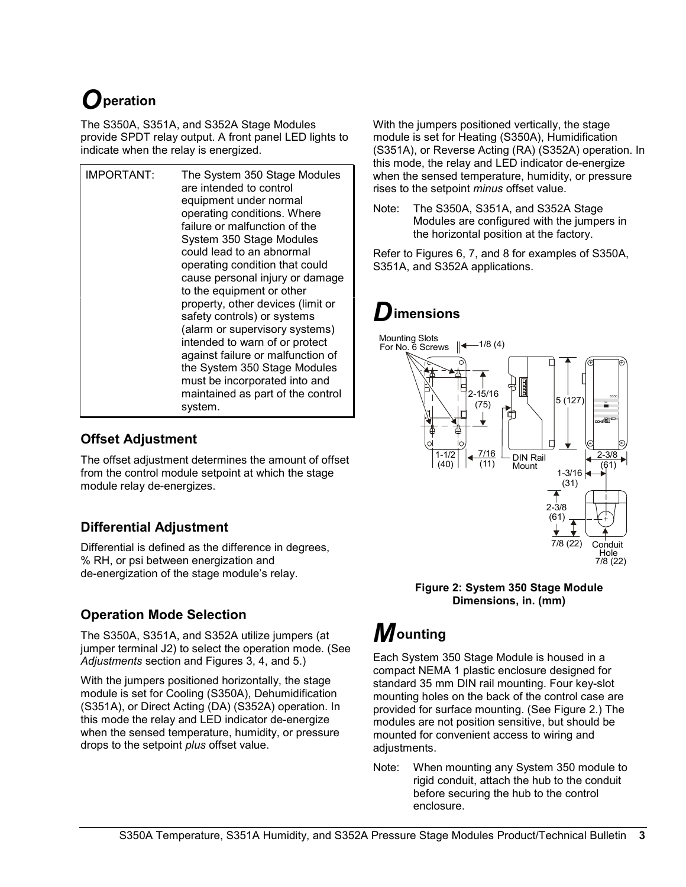# Operation

The S350A, S351A, and S352A Stage Modules provide SPDT relay output. A front panel LED lights to indicate when the relay is energized.

| IMPORTANT: | The System 350 Stage Modules are intended to control equipment under normal operating conditions. Where failure or malfunction of the System 350 Stage Modules could lead to an abnormal operating condition that could cause personal injury or damage to the equipment or other property, other devices (limit or safety controls) or systems (alarm or supervisory systems) intended to warn of or protect against failure or malfunction of the System 350 Stage Modules must be incorporated into and maintained as part of the control system. |
|---|---|

## Offset Adjustment

The offset adjustment determines the amount of offset from the control module setpoint at which the stage module relay de-energizes.

## Differential Adjustment

Differential is defined as the difference in degrees, % RH, or psi between energization and de-energization of the stage module's relay.

## Operation Mode Selection

The S350A, S351A, and S352A utilize jumpers (at jumper terminal J2) to select the operation mode. (See *Adjustments* section and Figures 3, 4, and 5.)

With the jumpers positioned horizontally, the stage module is set for Cooling (S350A), Dehumidification (S351A), or Direct Acting (DA) (S352A) operation. In this mode the relay and LED indicator de-energize when the sensed temperature, humidity, or pressure drops to the setpoint *plus* offset value.

With the jumpers positioned vertically, the stage module is set for Heating (S350A), Humidification (S351A), or Reverse Acting (RA) (S352A) operation. In this mode, the relay and LED indicator de-energize when the sensed temperature, humidity, or pressure rises to the setpoint *minus* offset value.

Note: The S350A, S351A, and S352A Stage Modules are configured with the jumpers in the horizontal position at the factory.

Refer to Figures 6, 7, and 8 for examples of S350A, S351A, and S352A applications.

# Dimensions

Mounting Slots For No. 6 Screws — 1/8 (4) — 2-15/16 (75) — 5 (127) — 1-1/2 (40) — 7/16 (11) — DIN Rail Mount — 2-3/8 (61) — 1-3/16 (31) — 2-3/8 (61) — 7/8 (22) — Conduit Hole 7/8 (22)

**Figure 2: System 350 Stage Module Dimensions, in. (mm)**

# Mounting

Each System 350 Stage Module is housed in a compact NEMA 1 plastic enclosure designed for standard 35 mm DIN rail mounting. Four key-slot mounting holes on the back of the control case are provided for surface mounting. (See Figure 2.) The modules are not position sensitive, but should be mounted for convenient access to wiring and adjustments.

Note: When mounting any System 350 module to rigid conduit, attach the hub to the conduit before securing the hub to the control enclosure.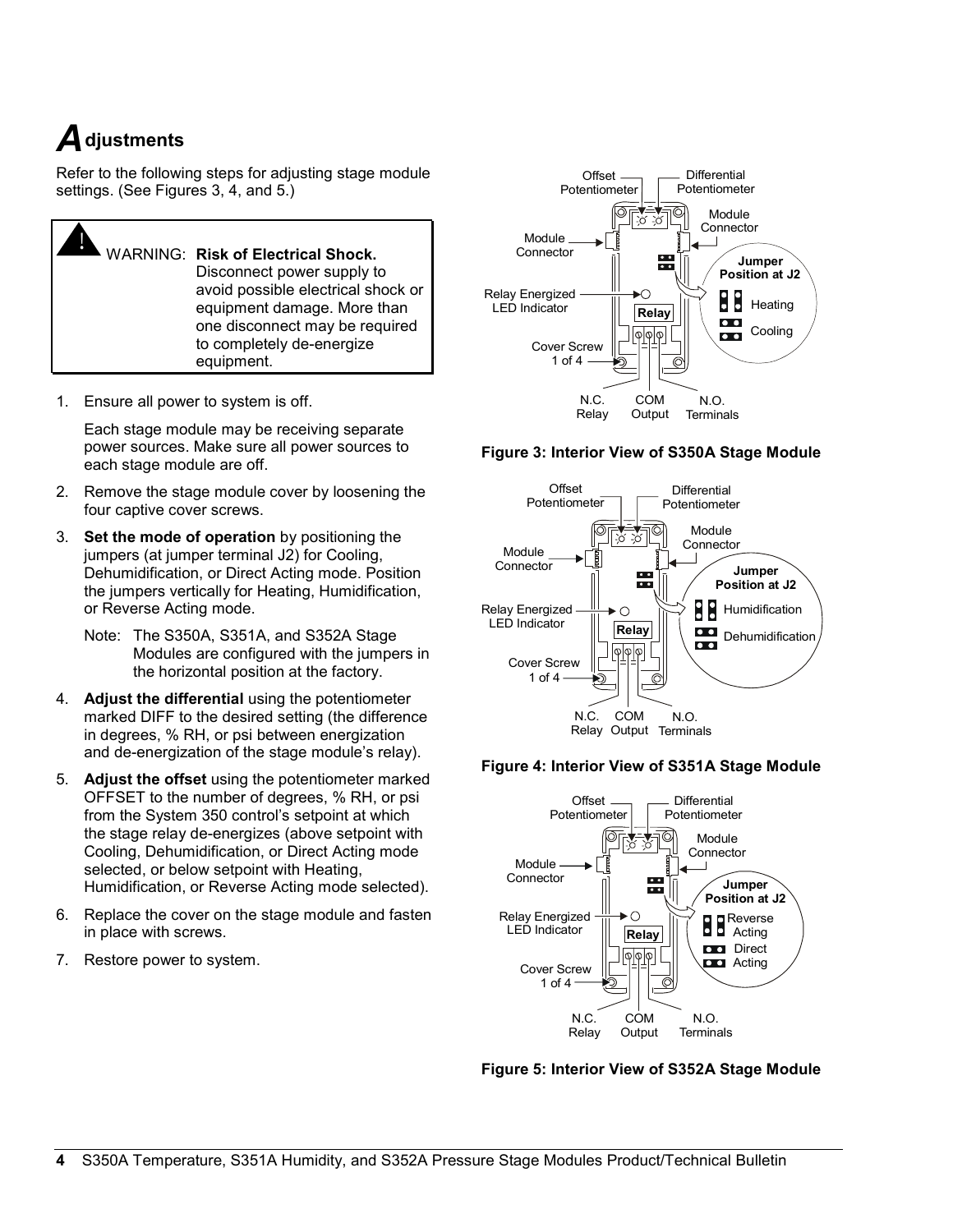# Adjustments

Refer to the following steps for adjusting stage module settings. (See Figures 3, 4, and 5.)

> ! WARNING: **Risk of Electrical Shock.** Disconnect power supply to avoid possible electrical shock or equipment damage. More than one disconnect may be required to completely de-energize equipment.

1. Ensure all power to system is off.

   Each stage module may be receiving separate power sources. Make sure all power sources to each stage module are off.

2. Remove the stage module cover by loosening the four captive cover screws.

3. **Set the mode of operation** by positioning the jumpers (at jumper terminal J2) for Cooling, Dehumidification, or Direct Acting mode. Position the jumpers vertically for Heating, Humidification, or Reverse Acting mode.

   Note: The S350A, S351A, and S352A Stage Modules are configured with the jumpers in the horizontal position at the factory.

4. **Adjust the differential** using the potentiometer marked DIFF to the desired setting (the difference in degrees, % RH, or psi between energization and de-energization of the stage module's relay).

5. **Adjust the offset** using the potentiometer marked OFFSET to the number of degrees, % RH, or psi from the System 350 control's setpoint at which the stage relay de-energizes (above setpoint with Cooling, Dehumidification, or Direct Acting mode selected, or below setpoint with Heating, Humidification, or Reverse Acting mode selected).

6. Replace the cover on the stage module and fasten in place with screws.

7. Restore power to system.

Offset Potentiometer, Differential Potentiometer, Module Connector, Module Connector, Jumper Position at J2: Heating, Cooling, Relay Energized LED Indicator, Relay, Cover Screw 1 of 4, N.C. Relay, COM Output, N.O. Terminals

**Figure 3: Interior View of S350A Stage Module**

Offset Potentiometer, Differential Potentiometer, Module Connector, Module Connector, Jumper Position at J2: Humidification, Dehumidification, Relay Energized LED Indicator, Relay, Cover Screw 1 of 4, N.C. Relay, COM Output, N.O. Terminals

**Figure 4: Interior View of S351A Stage Module**

Offset Potentiometer, Differential Potentiometer, Module Connector, Module Connector, Jumper Position at J2: Reverse Acting, Direct Acting, Relay Energized LED Indicator, Relay, Cover Screw 1 of 4, N.C. Relay, COM Output, N.O. Terminals

**Figure 5: Interior View of S352A Stage Module**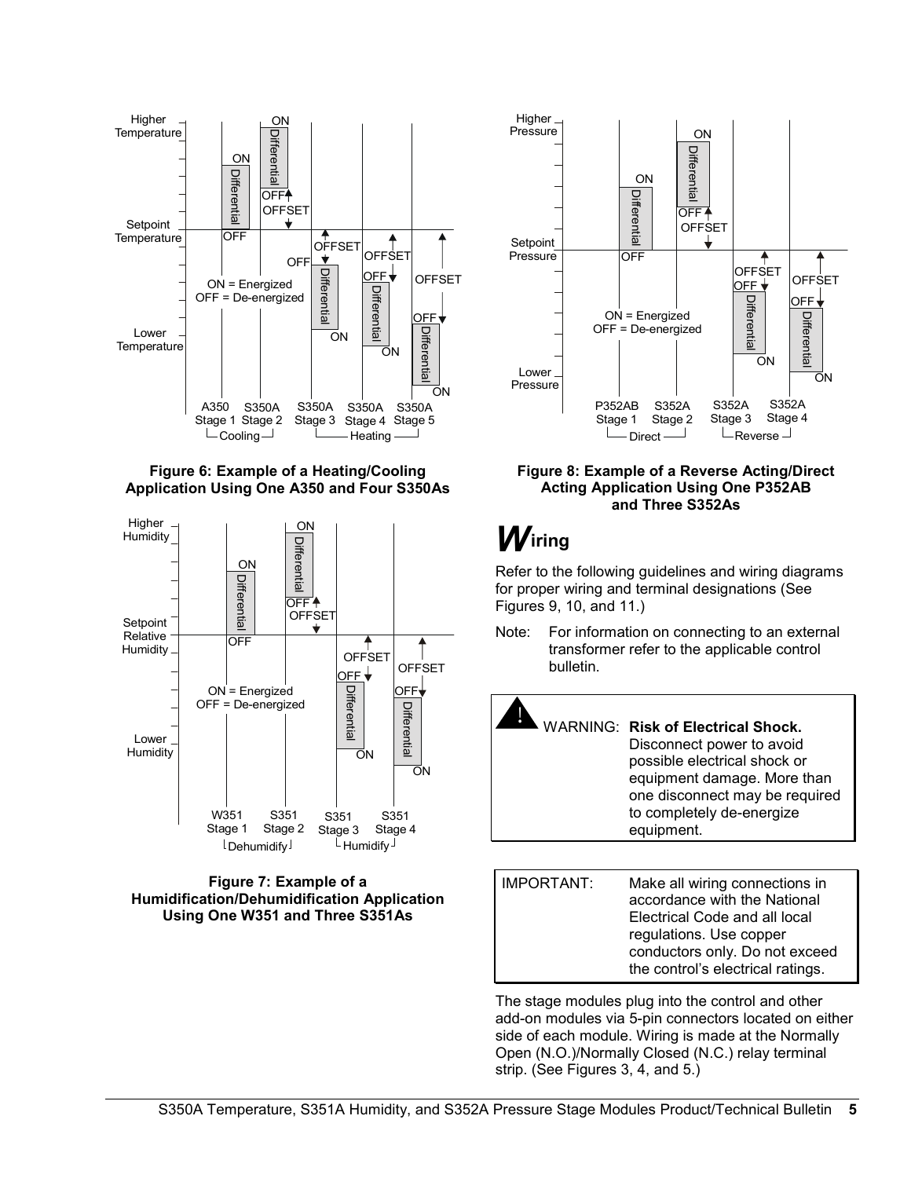Figure 6: Example of a Heating/Cooling Application Using One A350 and Four S350As

Figure 7: Example of a Humidification/Dehumidification Application Using One W351 and Three S351As

Figure 8: Example of a Reverse Acting/Direct Acting Application Using One P352AB and Three S352As

## Wiring

Refer to the following guidelines and wiring diagrams for proper wiring and terminal designations (See Figures 9, 10, and 11.)

Note: For information on connecting to an external transformer refer to the applicable control bulletin.

> **WARNING: Risk of Electrical Shock.** Disconnect power to avoid possible electrical shock or equipment damage. More than one disconnect may be required to completely de-energize equipment.

> IMPORTANT: Make all wiring connections in accordance with the National Electrical Code and all local regulations. Use copper conductors only. Do not exceed the control's electrical ratings.

The stage modules plug into the control and other add-on modules via 5-pin connectors located on either side of each module. Wiring is made at the Normally Open (N.O.)/Normally Closed (N.C.) relay terminal strip. (See Figures 3, 4, and 5.)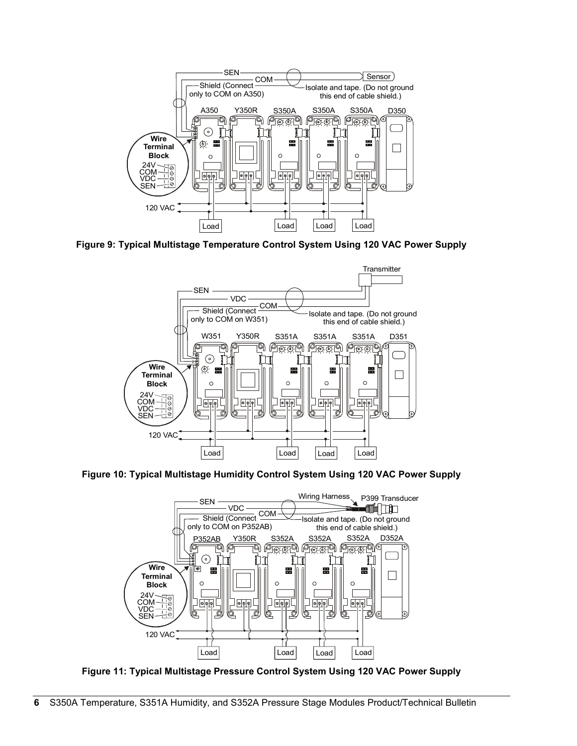Figure 9: Typical Multistage Temperature Control System Using 120 VAC Power Supply

Figure 10: Typical Multistage Humidity Control System Using 120 VAC Power Supply

Figure 11: Typical Multistage Pressure Control System Using 120 VAC Power Supply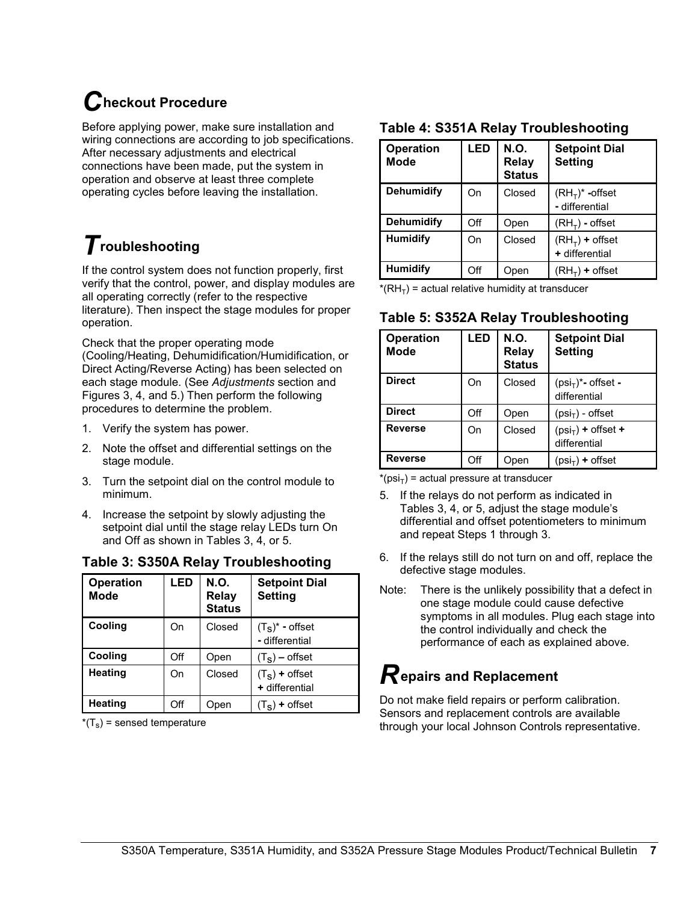## Checkout Procedure

Before applying power, make sure installation and wiring connections are according to job specifications. After necessary adjustments and electrical connections have been made, put the system in operation and observe at least three complete operating cycles before leaving the installation.

## Troubleshooting

If the control system does not function properly, first verify that the control, power, and display modules are all operating correctly (refer to the respective literature). Then inspect the stage modules for proper operation.

Check that the proper operating mode (Cooling/Heating, Dehumidification/Humidification, or Direct Acting/Reverse Acting) has been selected on each stage module. (See *Adjustments* section and Figures 3, 4, and 5.) Then perform the following procedures to determine the problem.

1. Verify the system has power.
2. Note the offset and differential settings on the stage module.
3. Turn the setpoint dial on the control module to minimum.
4. Increase the setpoint by slowly adjusting the setpoint dial until the stage relay LEDs turn On and Off as shown in Tables 3, 4, or 5.

### Table 3: S350A Relay Troubleshooting

| Operation Mode | LED | N.O. Relay Status | Setpoint Dial Setting |
|---|---|---|---|
| **Cooling** | On | Closed | $(T_S)$* **-** offset **-** differential |
| **Cooling** | Off | Open | $(T_S)$ **–** offset |
| **Heating** | On | Closed | $(T_S)$ **+** offset **+** differential |
| **Heating** | Off | Open | $(T_S)$ **+** offset |

*$(T_s)$ = sensed temperature

### Table 4: S351A Relay Troubleshooting

| Operation Mode | LED | N.O. Relay Status | Setpoint Dial Setting |
|---|---|---|---|
| **Dehumidify** | On | Closed | $(RH_T)$* **-**offset **-** differential |
| **Dehumidify** | Off | Open | $(RH_T)$ **-** offset |
| **Humidify** | On | Closed | $(RH_T)$ **+** offset **+** differential |
| **Humidify** | Off | Open | $(RH_T)$ **+** offset |

*$(RH_T)$ = actual relative humidity at transducer

### Table 5: S352A Relay Troubleshooting

| Operation Mode | LED | N.O. Relay Status | Setpoint Dial Setting |
|---|---|---|---|
| **Direct** | On | Closed | $(psi_T)$***-** offset **-** differential |
| **Direct** | Off | Open | $(psi_T)$ - offset |
| **Reverse** | On | Closed | $(psi_T)$ **+** offset **+** differential |
| **Reverse** | Off | Open | $(psi_T)$ **+** offset |

*$(psi_T)$ = actual pressure at transducer

5. If the relays do not perform as indicated in Tables 3, 4, or 5, adjust the stage module's differential and offset potentiometers to minimum and repeat Steps 1 through 3.
6. If the relays still do not turn on and off, replace the defective stage modules.

Note: There is the unlikely possibility that a defect in one stage module could cause defective symptoms in all modules. Plug each stage into the control individually and check the performance of each as explained above.

## Repairs and Replacement

Do not make field repairs or perform calibration. Sensors and replacement controls are available through your local Johnson Controls representative.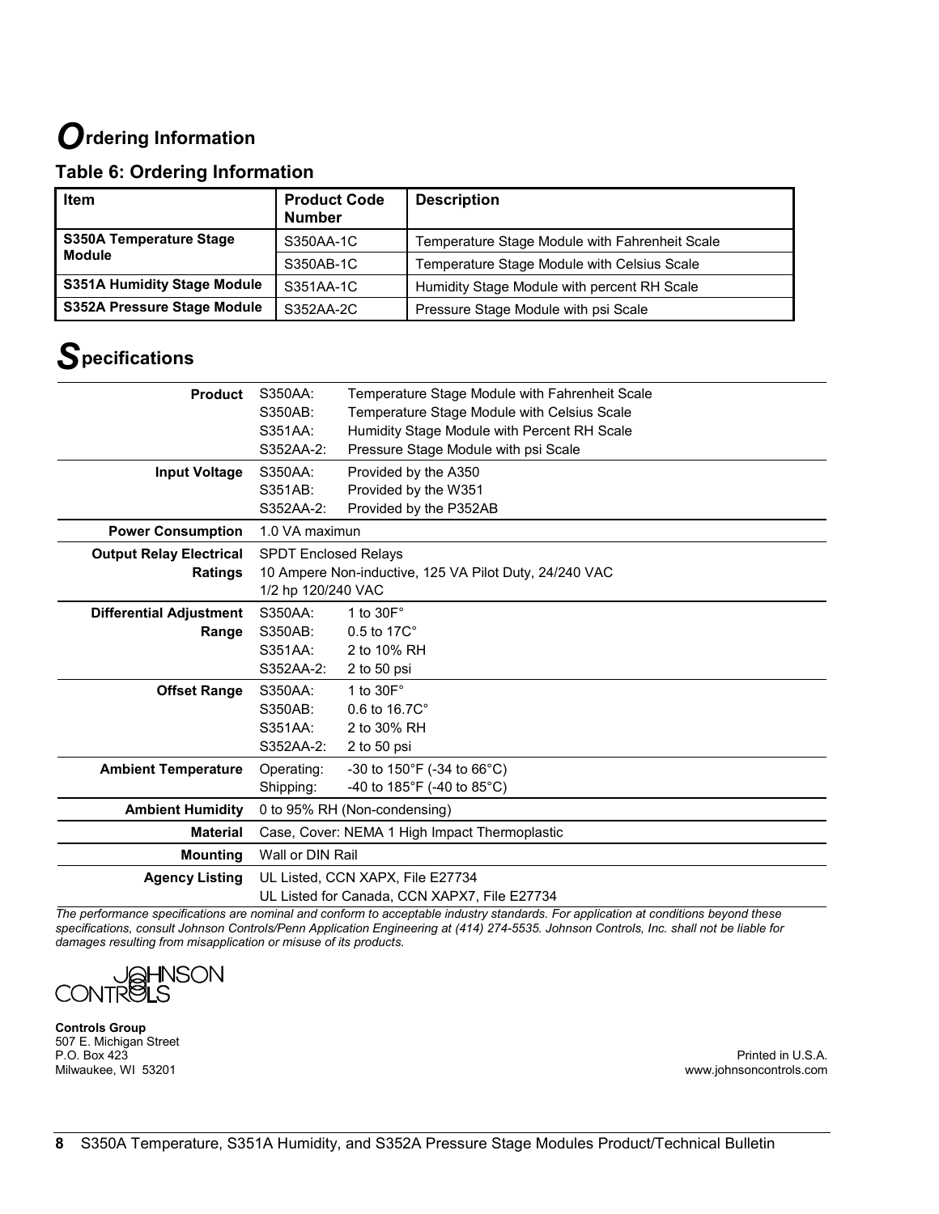# Ordering Information

## Table 6: Ordering Information

| Item | Product Code Number | Description |
|---|---|---|
| **S350A Temperature Stage Module** | S350AA-1C | Temperature Stage Module with Fahrenheit Scale |
| | S350AB-1C | Temperature Stage Module with Celsius Scale |
| **S351A Humidity Stage Module** | S351AA-1C | Humidity Stage Module with percent RH Scale |
| **S352A Pressure Stage Module** | S352AA-2C | Pressure Stage Module with psi Scale |

# Specifications

| | |
|---|---|
| **Product** | S350AA: Temperature Stage Module with Fahrenheit Scale<br>S350AB: Temperature Stage Module with Celsius Scale<br>S351AA: Humidity Stage Module with Percent RH Scale<br>S352AA-2: Pressure Stage Module with psi Scale |
| **Input Voltage** | S350AA: Provided by the A350<br>S351AB: Provided by the W351<br>S352AA-2: Provided by the P352AB |
| **Power Consumption** | 1.0 VA maximun |
| **Output Relay Electrical Ratings** | SPDT Enclosed Relays<br>10 Ampere Non-inductive, 125 VA Pilot Duty, 24/240 VAC<br>1/2 hp 120/240 VAC |
| **Differential Adjustment Range** | S350AA: 1 to 30F°<br>S350AB: 0.5 to 17C°<br>S351AA: 2 to 10% RH<br>S352AA-2: 2 to 50 psi |
| **Offset Range** | S350AA: 1 to 30F°<br>S350AB: 0.6 to 16.7C°<br>S351AA: 2 to 30% RH<br>S352AA-2: 2 to 50 psi |
| **Ambient Temperature** | Operating: -30 to 150°F (-34 to 66°C)<br>Shipping: -40 to 185°F (-40 to 85°C) |
| **Ambient Humidity** | 0 to 95% RH (Non-condensing) |
| **Material** | Case, Cover: NEMA 1 High Impact Thermoplastic |
| **Mounting** | Wall or DIN Rail |
| **Agency Listing** | UL Listed, CCN XAPX, File E27734<br>UL Listed for Canada, CCN XAPX7, File E27734 |

*The performance specifications are nominal and conform to acceptable industry standards. For application at conditions beyond these specifications, consult Johnson Controls/Penn Application Engineering at (414) 274-5535. Johnson Controls, Inc. shall not be liable for damages resulting from misapplication or misuse of its products.*

JOHNSON CONTROLS

**Controls Group**
507 E. Michigan Street
P.O. Box 423
Milwaukee, WI 53201

Printed in U.S.A.
www.johnsoncontrols.com